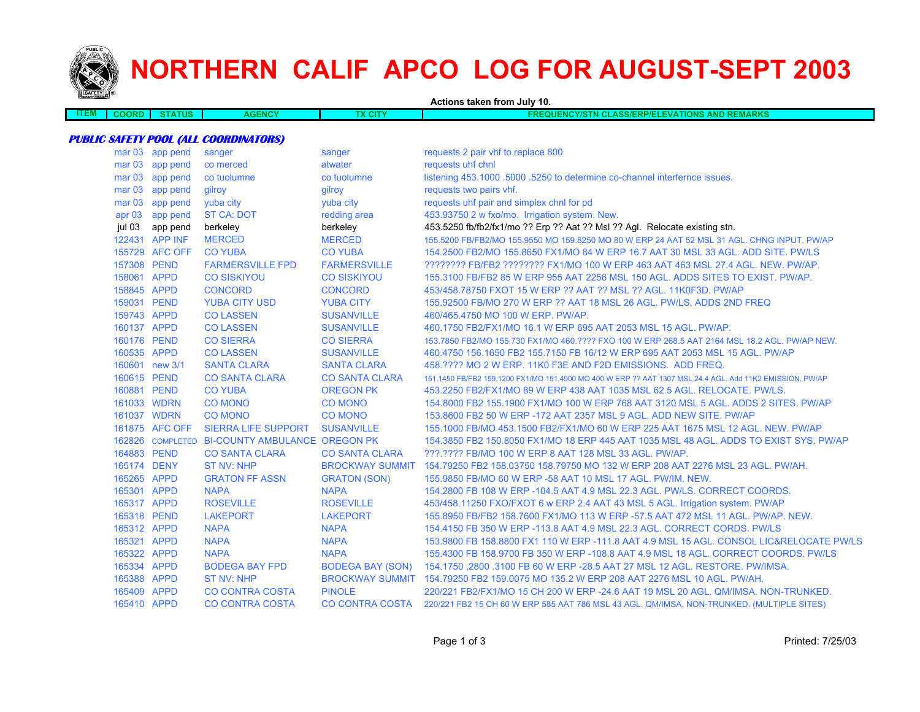# NORTHERN CALIF APCO LOG FOR AUGUST-SEPT 2003

**Actions taken from July 10.**

| ITEM | COORD | STATUS | AGENCY | TX CITY | FREQUENCY/STN CLASS/ERP/ELEVATIONS AND REMARKS |
|---|---|---|---|---|---|
| ***PUBLIC SAFETY POOL (ALL COORDINATORS)*** | | | | | |
| | mar 03 | app pend | sanger | sanger | requests 2 pair vhf to replace 800 |
| | mar 03 | app pend | co merced | atwater | requests uhf chnl |
| | mar 03 | app pend | co tuolumne | co tuolumne | listening 453.1000 .5000 .5250 to determine co-channel interfernce issues. |
| | mar 03 | app pend | gilroy | gilroy | requests two pairs vhf. |
| | mar 03 | app pend | yuba city | yuba city | requests uhf pair and simplex chnl for pd |
| | apr 03 | app pend | ST CA: DOT | redding area | 453.93750 2 w fxo/mo. Irrigation system. New. |
| | jul 03 | app pend | berkeley | berkeley | 453.5250 fb/fb2/fx1/mo ?? Erp ?? Aat ?? Msl ?? Agl. Relocate existing stn. |
| | 122431 | APP INF | MERCED | MERCED | 155.5200 FB/FB2/MO 155.9550 MO 159.8250 MO 80 W ERP 24 AAT 52 MSL 31 AGL. CHNG INPUT. PW/AP |
| | 155729 | AFC OFF | CO YUBA | CO YUBA | 154.2500 FB2/MO 155.8650 FX1/MO 84 W ERP 16.7 AAT 30 MSL 33 AGL. ADD SITE. PW/LS |
| | 157308 | PEND | FARMERSVILLE FPD | FARMERSVILLE | ???????? FB/FB2 ???????? FX1/MO 100 W ERP 463 AAT 463 MSL 27.4 AGL. NEW. PW/AP. |
| | 158061 | APPD | CO SISKIYOU | CO SISKIYOU | 155.3100 FB/FB2 85 W ERP 955 AAT 2256 MSL 150 AGL. ADDS SITES TO EXIST. PW/AP. |
| | 158845 | APPD | CONCORD | CONCORD | 453/458.78750 FXOT 15 W ERP ?? AAT ?? MSL ?? AGL. 11K0F3D. PW/AP |
| | 159031 | PEND | YUBA CITY USD | YUBA CITY | 155.92500 FB/MO 270 W ERP ?? AAT 18 MSL 26 AGL. PW/LS. ADDS 2ND FREQ |
| | 159743 | APPD | CO LASSEN | SUSANVILLE | 460/465.4750 MO 100 W ERP. PW/AP. |
| | 160137 | APPD | CO LASSEN | SUSANVILLE | 460.1750 FB2/FX1/MO 16.1 W ERP 695 AAT 2053 MSL 15 AGL. PW/AP. |
| | 160176 | PEND | CO SIERRA | CO SIERRA | 153.7850 FB2/MO 155.730 FX1/MO 460.???? FXO 100 W ERP 268.5 AAT 2164 MSL 18.2 AGL. PW/AP NEW. |
| | 160535 | APPD | CO LASSEN | SUSANVILLE | 460.4750 156.1650 FB2 155.7150 FB 16/12 W ERP 695 AAT 2053 MSL 15 AGL. PW/AP |
| | 160601 | new 3/1 | SANTA CLARA | SANTA CLARA | 458.???? MO 2 W ERP. 11K0 F3E AND F2D EMISSIONS. ADD FREQ. |
| | 160615 | PEND | CO SANTA CLARA | CO SANTA CLARA | 151.1450 FB/FB2 159.1200 FX1/MO 151.4900 MO 400 W ERP ?? AAT 1307 MSL 24.4 AGL. Add 11K2 EMISSION. PW/AP |
| | 160881 | PEND | CO YUBA | OREGON PK | 453.2250 FB2/FX1/MO 89 W ERP 438 AAT 1035 MSL 62.5 AGL. RELOCATE. PW/LS. |
| | 161033 | WDRN | CO MONO | CO MONO | 154.8000 FB2 155.1900 FX1/MO 100 W ERP 768 AAT 3120 MSL 5 AGL. ADDS 2 SITES. PW/AP |
| | 161037 | WDRN | CO MONO | CO MONO | 153.8600 FB2 50 W ERP -172 AAT 2357 MSL 9 AGL. ADD NEW SITE. PW/AP |
| | 161875 | AFC OFF | SIERRA LIFE SUPPORT | SUSANVILLE | 155.1000 FB/MO 453.1500 FB2/FX1/MO 60 W ERP 225 AAT 1675 MSL 12 AGL. NEW. PW/AP |
| | 162826 | COMPLETED | BI-COUNTY AMBULANCE | OREGON PK | 154.3850 FB2 150.8050 FX1/MO 18 ERP 445 AAT 1035 MSL 48 AGL. ADDS TO EXIST SYS. PW/AP |
| | 164883 | PEND | CO SANTA CLARA | CO SANTA CLARA | ???.???? FB/MO 100 W ERP 8 AAT 128 MSL 33 AGL. PW/AP. |
| | 165174 | DENY | ST NV: NHP | BROCKWAY SUMMIT | 154.79250 FB2 158.03750 158.79750 MO 132 W ERP 208 AAT 2276 MSL 23 AGL. PW/AH. |
| | 165265 | APPD | GRATON FF ASSN | GRATON (SON) | 155.9850 FB/MO 60 W ERP -58 AAT 10 MSL 17 AGL. PW/IM. NEW. |
| | 165301 | APPD | NAPA | NAPA | 154.2800 FB 108 W ERP -104.5 AAT 4.9 MSL 22.3 AGL. PW/LS. CORRECT COORDS. |
| | 165317 | APPD | ROSEVILLE | ROSEVILLE | 453/458.11250 FXO/FXOT 6 w ERP 2.4 AAT 43 MSL 5 AGL. Irrigation system. PW/AP |
| | 165318 | PEND | LAKEPORT | LAKEPORT | 155.8950 FB/FB2 158.7600 FX1/MO 113 W ERP -57.5 AAT 472 MSL 11 AGL. PW/AP. NEW. |
| | 165312 | APPD | NAPA | NAPA | 154.4150 FB 350 W ERP -113.8 AAT 4.9 MSL 22.3 AGL. CORRECT CORDS. PW/LS |
| | 165321 | APPD | NAPA | NAPA | 153.9800 FB 158.8800 FX1 110 W ERP -111.8 AAT 4.9 MSL 15 AGL. CONSOL LIC&RELOCATE PW/LS |
| | 165322 | APPD | NAPA | NAPA | 155.4300 FB 158.9700 FB 350 W ERP -108.8 AAT 4.9 MSL 18 AGL. CORRECT COORDS. PW/LS |
| | 165334 | APPD | BODEGA BAY FPD | BODEGA BAY (SON) | 154.1750 ,2800 .3100 FB 60 W ERP -28.5 AAT 27 MSL 12 AGL. RESTORE. PW/IMSA. |
| | 165388 | APPD | ST NV: NHP | BROCKWAY SUMMIT | 154.79250 FB2 159.0075 MO 135.2 W ERP 208 AAT 2276 MSL 10 AGL. PW/AH. |
| | 165409 | APPD | CO CONTRA COSTA | PINOLE | 220/221 FB2/FX1/MO 15 CH 200 W ERP -24.6 AAT 19 MSL 20 AGL. QM/IMSA. NON-TRUNKED. |
| | 165410 | APPD | CO CONTRA COSTA | CO CONTRA COSTA | 220/221 FB2 15 CH 60 W ERP 585 AAT 786 MSL 43 AGL. QM/IMSA. NON-TRUNKED. (MULTIPLE SITES) |

Printed: 7/25/03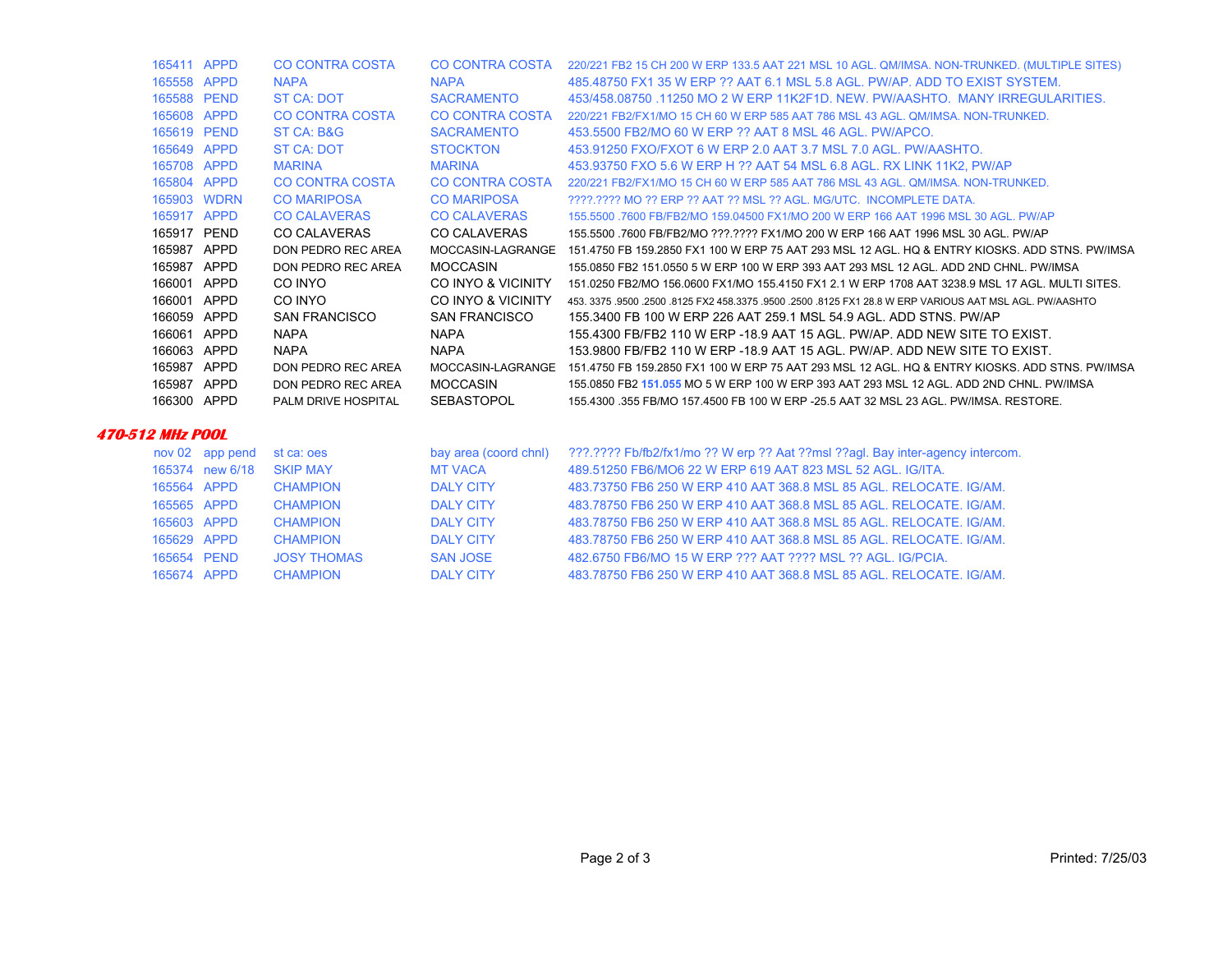| | | | | |
|---|---|---|---|---|
| 165411 | APPD | CO CONTRA COSTA | CO CONTRA COSTA | 220/221 FB2 15 CH 200 W ERP 133.5 AAT 221 MSL 10 AGL. QM/IMSA. NON-TRUNKED. (MULTIPLE SITES) |
| 165558 | APPD | NAPA | NAPA | 485.48750 FX1 35 W ERP ?? AAT 6.1 MSL 5.8 AGL. PW/AP. ADD TO EXIST SYSTEM. |
| 165588 | PEND | ST CA: DOT | SACRAMENTO | 453/458.08750 .11250 MO 2 W ERP 11K2F1D. NEW. PW/AASHTO. MANY IRREGULARITIES. |
| 165608 | APPD | CO CONTRA COSTA | CO CONTRA COSTA | 220/221 FB2/FX1/MO 15 CH 60 W ERP 585 AAT 786 MSL 43 AGL. QM/IMSA. NON-TRUNKED. |
| 165619 | PEND | ST CA: B&G | SACRAMENTO | 453.5500 FB2/MO 60 W ERP ?? AAT 8 MSL 46 AGL. PW/APCO. |
| 165649 | APPD | ST CA: DOT | STOCKTON | 453.91250 FXO/FXOT 6 W ERP 2.0 AAT 3.7 MSL 7.0 AGL. PW/AASHTO. |
| 165708 | APPD | MARINA | MARINA | 453.93750 FXO 5.6 W ERP H ?? AAT 54 MSL 6.8 AGL. RX LINK 11K2, PW/AP |
| 165804 | APPD | CO CONTRA COSTA | CO CONTRA COSTA | 220/221 FB2/FX1/MO 15 CH 60 W ERP 585 AAT 786 MSL 43 AGL. QM/IMSA. NON-TRUNKED. |
| 165903 | WDRN | CO MARIPOSA | CO MARIPOSA | ????.???? MO ?? ERP ?? AAT ?? MSL ?? AGL. MG/UTC. INCOMPLETE DATA. |
| 165917 | APPD | CO CALAVERAS | CO CALAVERAS | 155.5500 .7600 FB/FB2/MO 159.04500 FX1/MO 200 W ERP 166 AAT 1996 MSL 30 AGL. PW/AP |
| 165917 | PEND | CO CALAVERAS | CO CALAVERAS | 155.5500 .7600 FB/FB2/MO ???.???? FX1/MO 200 W ERP 166 AAT 1996 MSL 30 AGL. PW/AP |
| 165987 | APPD | DON PEDRO REC AREA | MOCCASIN-LAGRANGE | 151.4750 FB 159.2850 FX1 100 W ERP 75 AAT 293 MSL 12 AGL. HQ & ENTRY KIOSKS. ADD STNS. PW/IMSA |
| 165987 | APPD | DON PEDRO REC AREA | MOCCASIN | 155.0850 FB2 151.0550 5 W ERP 100 W ERP 393 AAT 293 MSL 12 AGL. ADD 2ND CHNL. PW/IMSA |
| 166001 | APPD | CO INYO | CO INYO & VICINITY | 151.0250 FB2/MO 156.0600 FX1/MO 155.4150 FX1 2.1 W ERP 1708 AAT 3238.9 MSL 17 AGL. MULTI SITES. |
| 166001 | APPD | CO INYO | CO INYO & VICINITY | 453. 3375 .9500 .2500 .8125 FX2 458.3375 .9500 .2500 .8125 FX1 28.8 W ERP VARIOUS AAT MSL AGL. PW/AASHTO |
| 166059 | APPD | SAN FRANCISCO | SAN FRANCISCO | 155.3400 FB 100 W ERP 226 AAT 259.1 MSL 54.9 AGL. ADD STNS. PW/AP |
| 166061 | APPD | NAPA | NAPA | 155.4300 FB/FB2 110 W ERP -18.9 AAT 15 AGL. PW/AP. ADD NEW SITE TO EXIST. |
| 166063 | APPD | NAPA | NAPA | 153.9800 FB/FB2 110 W ERP -18.9 AAT 15 AGL. PW/AP. ADD NEW SITE TO EXIST. |
| 165987 | APPD | DON PEDRO REC AREA | MOCCASIN-LAGRANGE | 151.4750 FB 159.2850 FX1 100 W ERP 75 AAT 293 MSL 12 AGL. HQ & ENTRY KIOSKS. ADD STNS. PW/IMSA |
| 165987 | APPD | DON PEDRO REC AREA | MOCCASIN | 155.0850 FB2 **151.055** MO 5 W ERP 100 W ERP 393 AAT 293 MSL 12 AGL. ADD 2ND CHNL. PW/IMSA |
| 166300 | APPD | PALM DRIVE HOSPITAL | SEBASTOPOL | 155.4300 .355 FB/MO 157.4500 FB 100 W ERP -25.5 AAT 32 MSL 23 AGL. PW/IMSA. RESTORE. |

### *470-512 MHz POOL*

| | | | | |
|---|---|---|---|---|
| nov 02 | app pend | st ca: oes | bay area (coord chnl) | ???.???? Fb/fb2/fx1/mo ?? W erp ?? Aat ??msl ??agl. Bay inter-agency intercom. |
| 165374 | new 6/18 | SKIP MAY | MT VACA | 489.51250 FB6/MO6 22 W ERP 619 AAT 823 MSL 52 AGL. IG/ITA. |
| 165564 | APPD | CHAMPION | DALY CITY | 483.73750 FB6 250 W ERP 410 AAT 368.8 MSL 85 AGL. RELOCATE. IG/AM. |
| 165565 | APPD | CHAMPION | DALY CITY | 483.78750 FB6 250 W ERP 410 AAT 368.8 MSL 85 AGL. RELOCATE. IG/AM. |
| 165603 | APPD | CHAMPION | DALY CITY | 483.78750 FB6 250 W ERP 410 AAT 368.8 MSL 85 AGL. RELOCATE. IG/AM. |
| 165629 | APPD | CHAMPION | DALY CITY | 483.78750 FB6 250 W ERP 410 AAT 368.8 MSL 85 AGL. RELOCATE. IG/AM. |
| 165654 | PEND | JOSY THOMAS | SAN JOSE | 482.6750 FB6/MO 15 W ERP ??? AAT ???? MSL ?? AGL. IG/PCIA. |
| 165674 | APPD | CHAMPION | DALY CITY | 483.78750 FB6 250 W ERP 410 AAT 368.8 MSL 85 AGL. RELOCATE. IG/AM. |

Printed: 7/25/03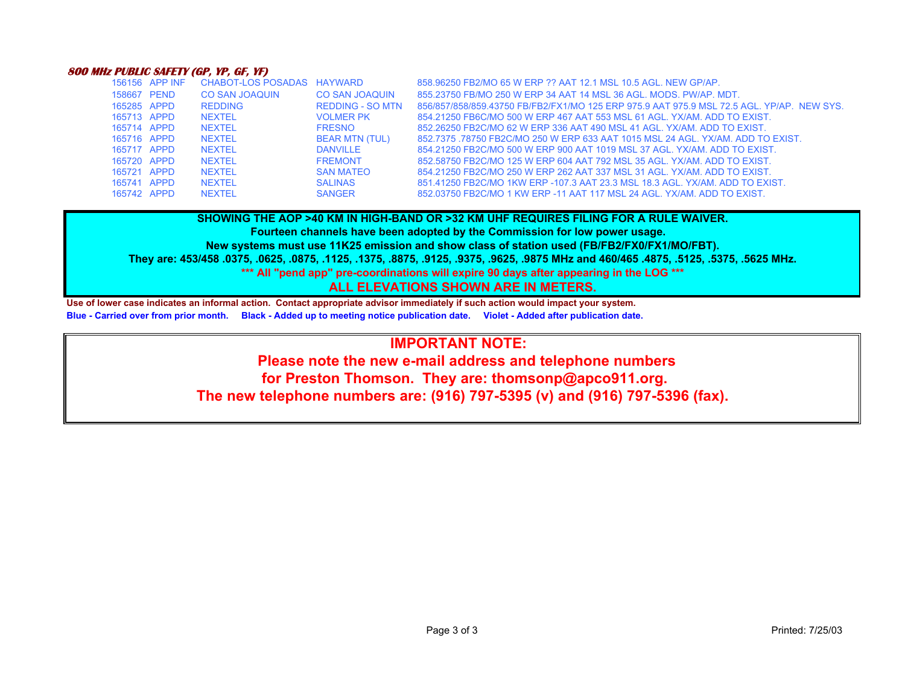***800 MHz PUBLIC SAFETY (GP, YP, GF, YF)***

| | | | | |
|---|---|---|---|---|
| 156156 | APP INF | CHABOT-LOS POSADAS | HAYWARD | 858.96250 FB2/MO 65 W ERP ?? AAT 12.1 MSL 10.5 AGL. NEW GP/AP. |
| 158667 | PEND | CO SAN JOAQUIN | CO SAN JOAQUIN | 855.23750 FB/MO 250 W ERP 34 AAT 14 MSL 36 AGL. MODS. PW/AP. MDT. |
| 165285 | APPD | REDDING | REDDING - SO MTN | 856/857/858/859.43750 FB/FB2/FX1/MO 125 ERP 975.9 AAT 975.9 MSL 72.5 AGL. YP/AP. NEW SYS. |
| 165713 | APPD | NEXTEL | VOLMER PK | 854.21250 FB6C/MO 500 W ERP 467 AAT 553 MSL 61 AGL. YX/AM. ADD TO EXIST. |
| 165714 | APPD | NEXTEL | FRESNO | 852.26250 FB2C/MO 62 W ERP 336 AAT 490 MSL 41 AGL. YX/AM. ADD TO EXIST. |
| 165716 | APPD | NEXTEL | BEAR MTN (TUL) | 852.7375 .78750 FB2C/MO 250 W ERP 633 AAT 1015 MSL 24 AGL. YX/AM. ADD TO EXIST. |
| 165717 | APPD | NEXTEL | DANVILLE | 854.21250 FB2C/MO 500 W ERP 900 AAT 1019 MSL 37 AGL. YX/AM. ADD TO EXIST. |
| 165720 | APPD | NEXTEL | FREMONT | 852.58750 FB2C/MO 125 W ERP 604 AAT 792 MSL 35 AGL. YX/AM. ADD TO EXIST. |
| 165721 | APPD | NEXTEL | SAN MATEO | 854.21250 FB2C/MO 250 W ERP 262 AAT 337 MSL 31 AGL. YX/AM. ADD TO EXIST. |
| 165741 | APPD | NEXTEL | SALINAS | 851.41250 FB2C/MO 1KW ERP -107.3 AAT 23.3 MSL 18.3 AGL. YX/AM. ADD TO EXIST. |
| 165742 | APPD | NEXTEL | SANGER | 852.03750 FB2C/MO 1 KW ERP -11 AAT 117 MSL 24 AGL. YX/AM. ADD TO EXIST. |

**SHOWING THE AOP >40 KM IN HIGH-BAND OR >32 KM UHF REQUIRES FILING FOR A RULE WAIVER.**
**Fourteen channels have been adopted by the Commission for low power usage.**
**New systems must use 11K25 emission and show class of station used (FB/FB2/FX0/FX1/MO/FBT).**
**They are: 453/458 .0375, .0625, .0875, .1125, .1375, .8875, .9125, .9375, .9625, .9875 MHz and 460/465 .4875, .5125, .5375, .5625 MHz.**
**\*\*\* All "pend app" pre-coordinations will expire 90 days after appearing in the LOG \*\*\***
**ALL ELEVATIONS SHOWN ARE IN METERS.**

**Use of lower case indicates an informal action. Contact appropriate advisor immediately if such action would impact your system.**

**Blue - Carried over from prior month. Black - Added up to meeting notice publication date. Violet - Added after publication date.**

**IMPORTANT NOTE:**
**Please note the new e-mail address and telephone numbers for Preston Thomson. They are: thomsonp@apco911.org.**
**The new telephone numbers are: (916) 797-5395 (v) and (916) 797-5396 (fax).**

Printed: 7/25/03